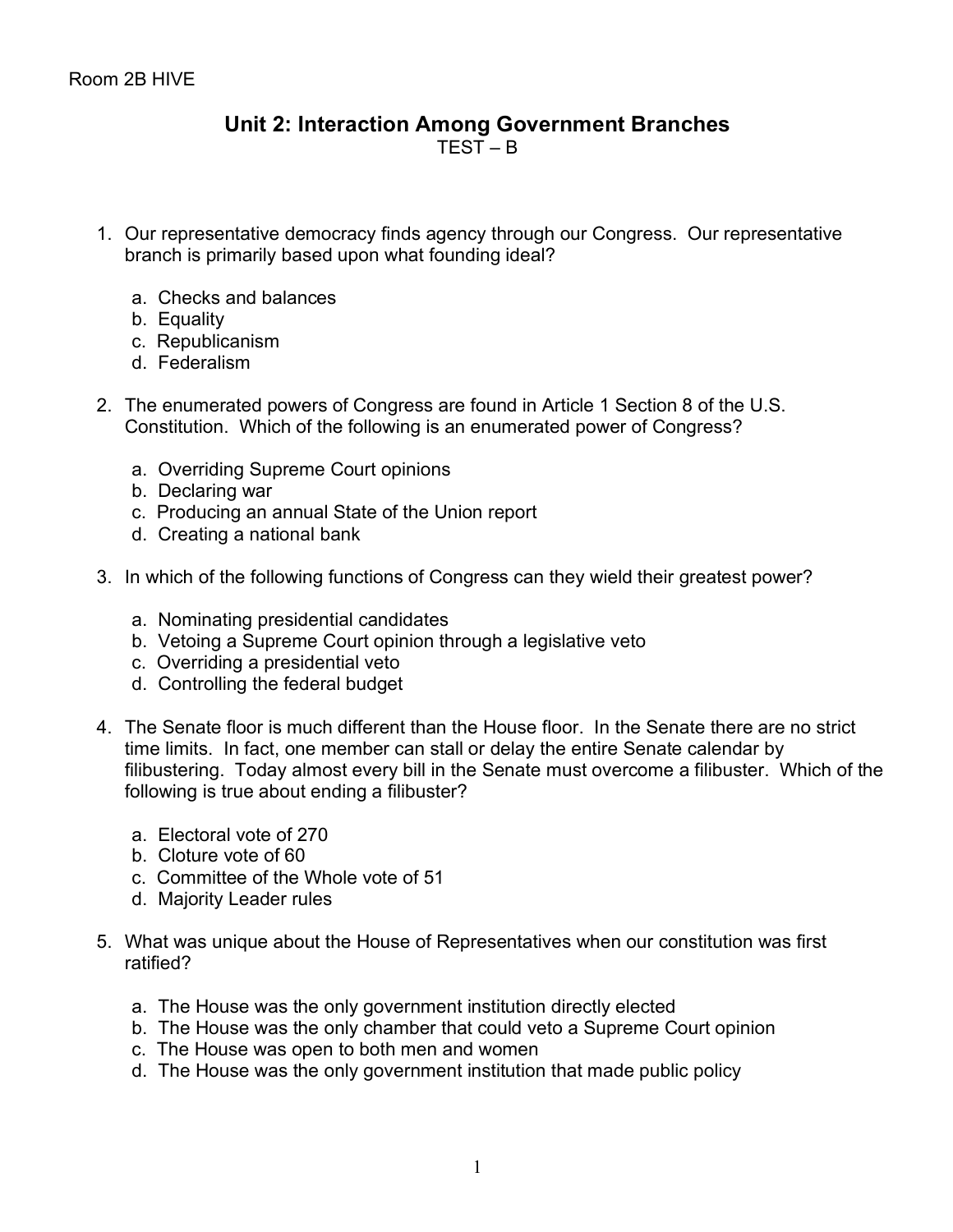Room 2B HIVE

# Unit 2: Interaction Among Government Branches

TEST – B

1. Our representative democracy finds agency through our Congress. Our representative branch is primarily based upon what founding ideal?

   a. Checks and balances
   b. Equality
   c. Republicanism
   d. Federalism

2. The enumerated powers of Congress are found in Article 1 Section 8 of the U.S. Constitution. Which of the following is an enumerated power of Congress?

   a. Overriding Supreme Court opinions
   b. Declaring war
   c. Producing an annual State of the Union report
   d. Creating a national bank

3. In which of the following functions of Congress can they wield their greatest power?

   a. Nominating presidential candidates
   b. Vetoing a Supreme Court opinion through a legislative veto
   c. Overriding a presidential veto
   d. Controlling the federal budget

4. The Senate floor is much different than the House floor. In the Senate there are no strict time limits. In fact, one member can stall or delay the entire Senate calendar by filibustering. Today almost every bill in the Senate must overcome a filibuster. Which of the following is true about ending a filibuster?

   a. Electoral vote of 270
   b. Cloture vote of 60
   c. Committee of the Whole vote of 51
   d. Majority Leader rules

5. What was unique about the House of Representatives when our constitution was first ratified?

   a. The House was the only government institution directly elected
   b. The House was the only chamber that could veto a Supreme Court opinion
   c. The House was open to both men and women
   d. The House was the only government institution that made public policy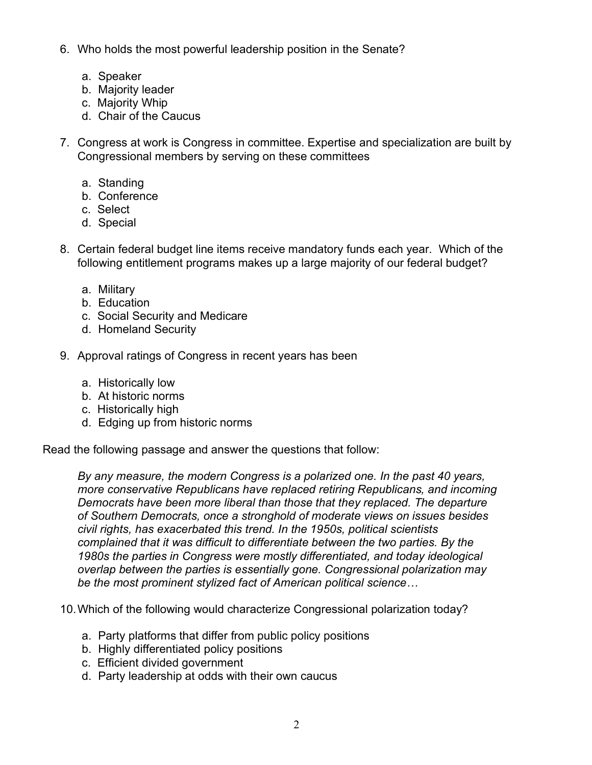6. Who holds the most powerful leadership position in the Senate?

   a. Speaker
   b. Majority leader
   c. Majority Whip
   d. Chair of the Caucus

7. Congress at work is Congress in committee. Expertise and specialization are built by Congressional members by serving on these committees

   a. Standing
   b. Conference
   c. Select
   d. Special

8. Certain federal budget line items receive mandatory funds each year. Which of the following entitlement programs makes up a large majority of our federal budget?

   a. Military
   b. Education
   c. Social Security and Medicare
   d. Homeland Security

9. Approval ratings of Congress in recent years has been

   a. Historically low
   b. At historic norms
   c. Historically high
   d. Edging up from historic norms

Read the following passage and answer the questions that follow:

> *By any measure, the modern Congress is a polarized one. In the past 40 years, more conservative Republicans have replaced retiring Republicans, and incoming Democrats have been more liberal than those that they replaced. The departure of Southern Democrats, once a stronghold of moderate views on issues besides civil rights, has exacerbated this trend. In the 1950s, political scientists complained that it was difficult to differentiate between the two parties. By the 1980s the parties in Congress were mostly differentiated, and today ideological overlap between the parties is essentially gone. Congressional polarization may be the most prominent stylized fact of American political science…*

10. Which of the following would characterize Congressional polarization today?

    a. Party platforms that differ from public policy positions
    b. Highly differentiated policy positions
    c. Efficient divided government
    d. Party leadership at odds with their own caucus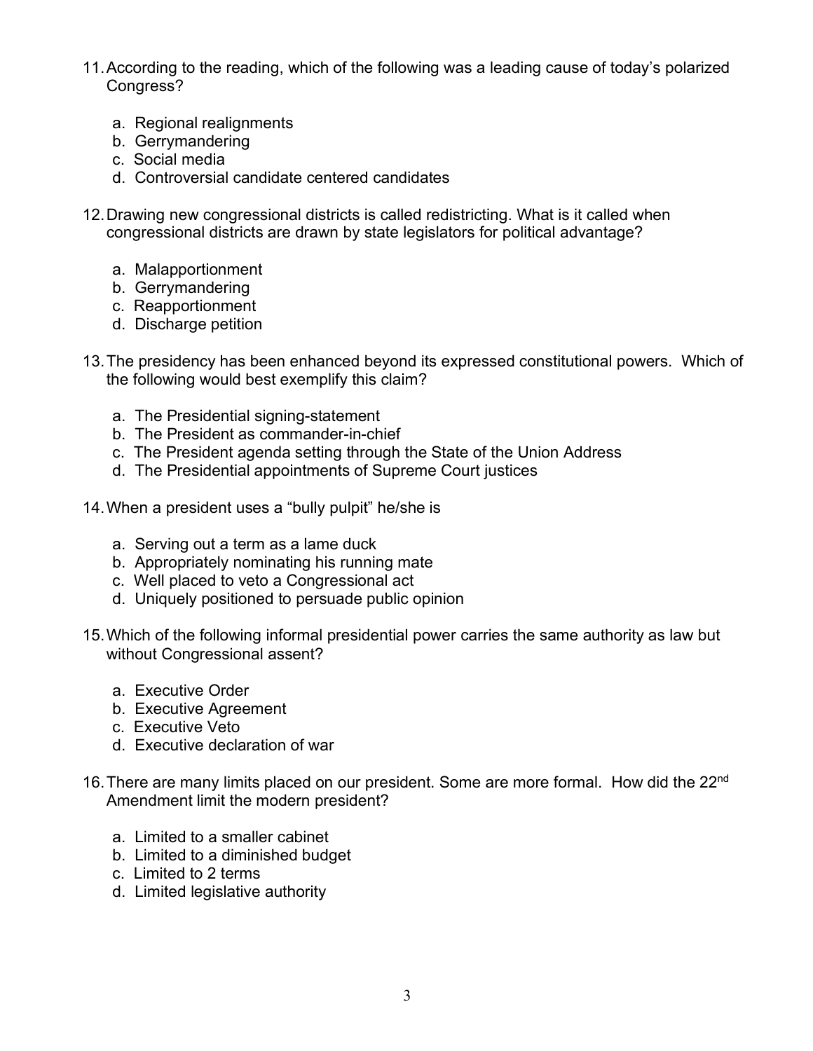11. According to the reading, which of the following was a leading cause of today's polarized Congress?

    a. Regional realignments
    b. Gerrymandering
    c. Social media
    d. Controversial candidate centered candidates

12. Drawing new congressional districts is called redistricting. What is it called when congressional districts are drawn by state legislators for political advantage?

    a. Malapportionment
    b. Gerrymandering
    c. Reapportionment
    d. Discharge petition

13. The presidency has been enhanced beyond its expressed constitutional powers. Which of the following would best exemplify this claim?

    a. The Presidential signing-statement
    b. The President as commander-in-chief
    c. The President agenda setting through the State of the Union Address
    d. The Presidential appointments of Supreme Court justices

14. When a president uses a "bully pulpit" he/she is

    a. Serving out a term as a lame duck
    b. Appropriately nominating his running mate
    c. Well placed to veto a Congressional act
    d. Uniquely positioned to persuade public opinion

15. Which of the following informal presidential power carries the same authority as law but without Congressional assent?

    a. Executive Order
    b. Executive Agreement
    c. Executive Veto
    d. Executive declaration of war

16. There are many limits placed on our president. Some are more formal. How did the 22nd Amendment limit the modern president?

    a. Limited to a smaller cabinet
    b. Limited to a diminished budget
    c. Limited to 2 terms
    d. Limited legislative authority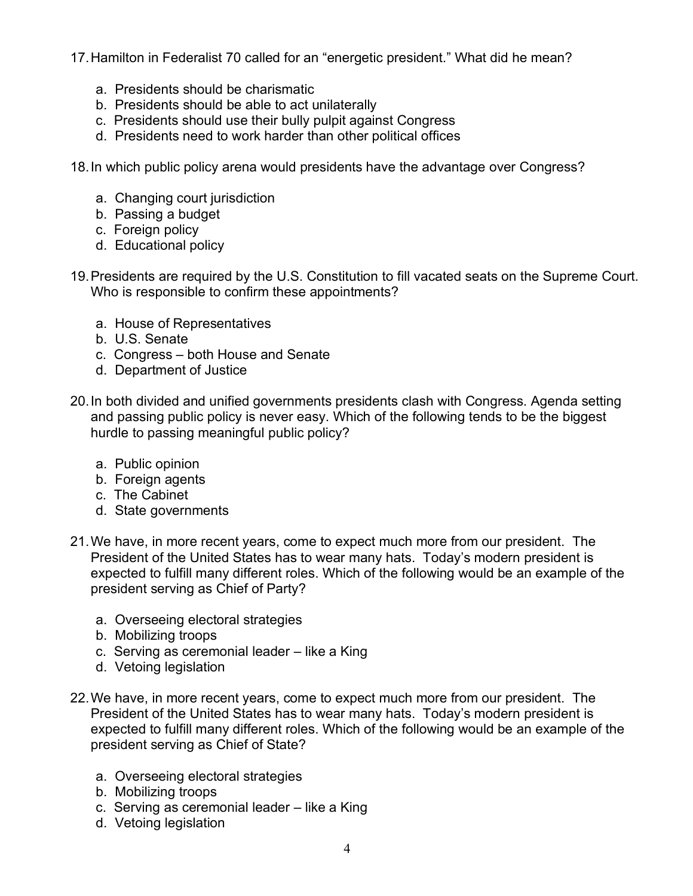17. Hamilton in Federalist 70 called for an "energetic president." What did he mean?

    a. Presidents should be charismatic
    b. Presidents should be able to act unilaterally
    c. Presidents should use their bully pulpit against Congress
    d. Presidents need to work harder than other political offices

18. In which public policy arena would presidents have the advantage over Congress?

    a. Changing court jurisdiction
    b. Passing a budget
    c. Foreign policy
    d. Educational policy

19. Presidents are required by the U.S. Constitution to fill vacated seats on the Supreme Court. Who is responsible to confirm these appointments?

    a. House of Representatives
    b. U.S. Senate
    c. Congress – both House and Senate
    d. Department of Justice

20. In both divided and unified governments presidents clash with Congress. Agenda setting and passing public policy is never easy. Which of the following tends to be the biggest hurdle to passing meaningful public policy?

    a. Public opinion
    b. Foreign agents
    c. The Cabinet
    d. State governments

21. We have, in more recent years, come to expect much more from our president. The President of the United States has to wear many hats. Today's modern president is expected to fulfill many different roles. Which of the following would be an example of the president serving as Chief of Party?

    a. Overseeing electoral strategies
    b. Mobilizing troops
    c. Serving as ceremonial leader – like a King
    d. Vetoing legislation

22. We have, in more recent years, come to expect much more from our president. The President of the United States has to wear many hats. Today's modern president is expected to fulfill many different roles. Which of the following would be an example of the president serving as Chief of State?

    a. Overseeing electoral strategies
    b. Mobilizing troops
    c. Serving as ceremonial leader – like a King
    d. Vetoing legislation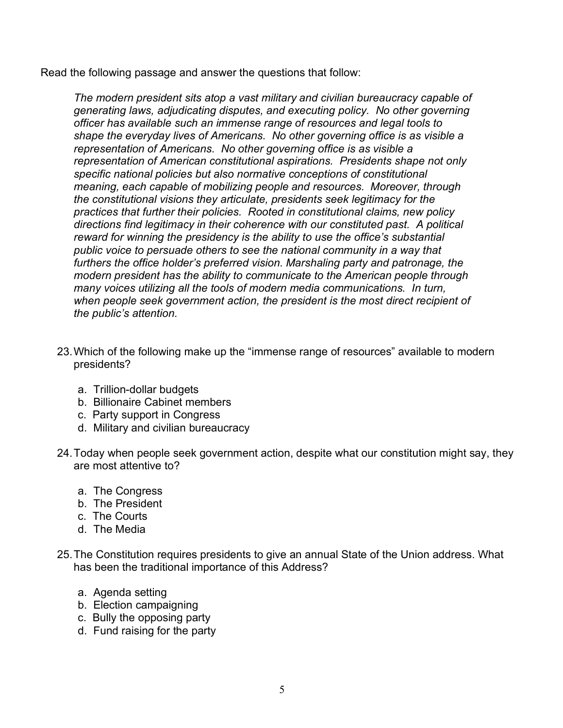Read the following passage and answer the questions that follow:

> *The modern president sits atop a vast military and civilian bureaucracy capable of generating laws, adjudicating disputes, and executing policy. No other governing officer has available such an immense range of resources and legal tools to shape the everyday lives of Americans. No other governing office is as visible a representation of Americans. No other governing office is as visible a representation of American constitutional aspirations. Presidents shape not only specific national policies but also normative conceptions of constitutional meaning, each capable of mobilizing people and resources. Moreover, through the constitutional visions they articulate, presidents seek legitimacy for the practices that further their policies. Rooted in constitutional claims, new policy directions find legitimacy in their coherence with our constituted past. A political reward for winning the presidency is the ability to use the office's substantial public voice to persuade others to see the national community in a way that furthers the office holder's preferred vision. Marshaling party and patronage, the modern president has the ability to communicate to the American people through many voices utilizing all the tools of modern media communications. In turn, when people seek government action, the president is the most direct recipient of the public's attention.*

23. Which of the following make up the "immense range of resources" available to modern presidents?

    a. Trillion-dollar budgets
    b. Billionaire Cabinet members
    c. Party support in Congress
    d. Military and civilian bureaucracy

24. Today when people seek government action, despite what our constitution might say, they are most attentive to?

    a. The Congress
    b. The President
    c. The Courts
    d. The Media

25. The Constitution requires presidents to give an annual State of the Union address. What has been the traditional importance of this Address?

    a. Agenda setting
    b. Election campaigning
    c. Bully the opposing party
    d. Fund raising for the party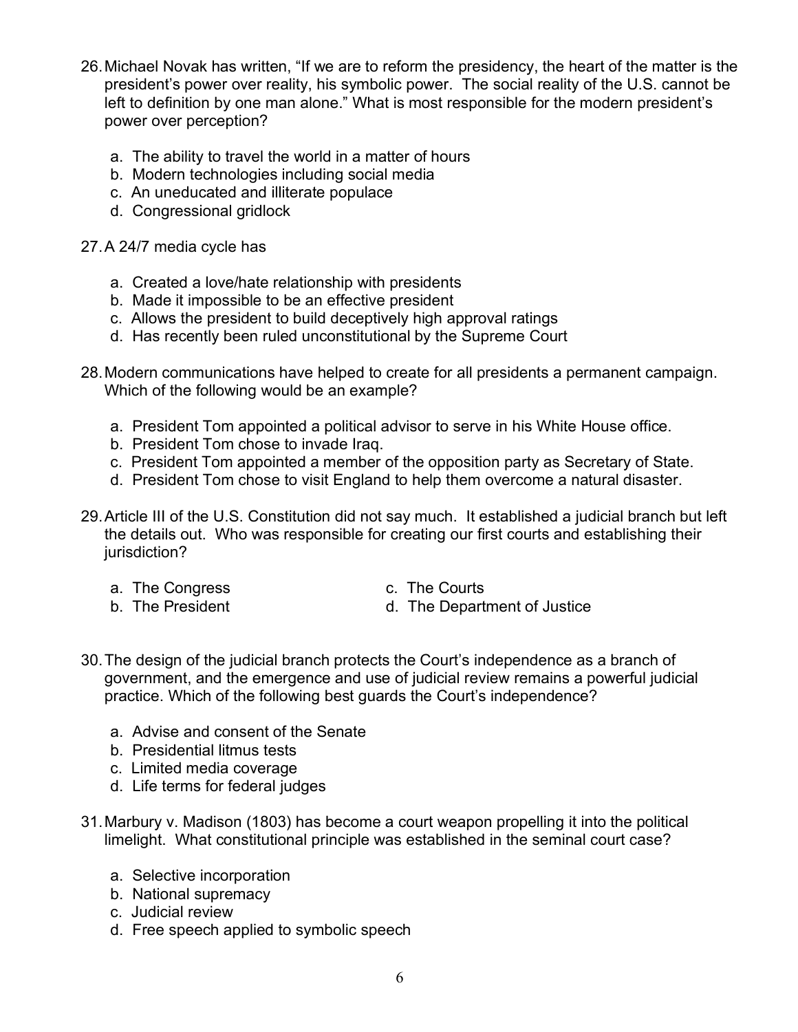26. Michael Novak has written, “If we are to reform the presidency, the heart of the matter is the president’s power over reality, his symbolic power. The social reality of the U.S. cannot be left to definition by one man alone.” What is most responsible for the modern president’s power over perception?

    a. The ability to travel the world in a matter of hours
    b. Modern technologies including social media
    c. An uneducated and illiterate populace
    d. Congressional gridlock

27. A 24/7 media cycle has

    a. Created a love/hate relationship with presidents
    b. Made it impossible to be an effective president
    c. Allows the president to build deceptively high approval ratings
    d. Has recently been ruled unconstitutional by the Supreme Court

28. Modern communications have helped to create for all presidents a permanent campaign. Which of the following would be an example?

    a. President Tom appointed a political advisor to serve in his White House office.
    b. President Tom chose to invade Iraq.
    c. President Tom appointed a member of the opposition party as Secretary of State.
    d. President Tom chose to visit England to help them overcome a natural disaster.

29. Article III of the U.S. Constitution did not say much. It established a judicial branch but left the details out. Who was responsible for creating our first courts and establishing their jurisdiction?

    a. The Congress
    b. The President
    c. The Courts
    d. The Department of Justice

30. The design of the judicial branch protects the Court’s independence as a branch of government, and the emergence and use of judicial review remains a powerful judicial practice. Which of the following best guards the Court’s independence?

    a. Advise and consent of the Senate
    b. Presidential litmus tests
    c. Limited media coverage
    d. Life terms for federal judges

31. Marbury v. Madison (1803) has become a court weapon propelling it into the political limelight. What constitutional principle was established in the seminal court case?

    a. Selective incorporation
    b. National supremacy
    c. Judicial review
    d. Free speech applied to symbolic speech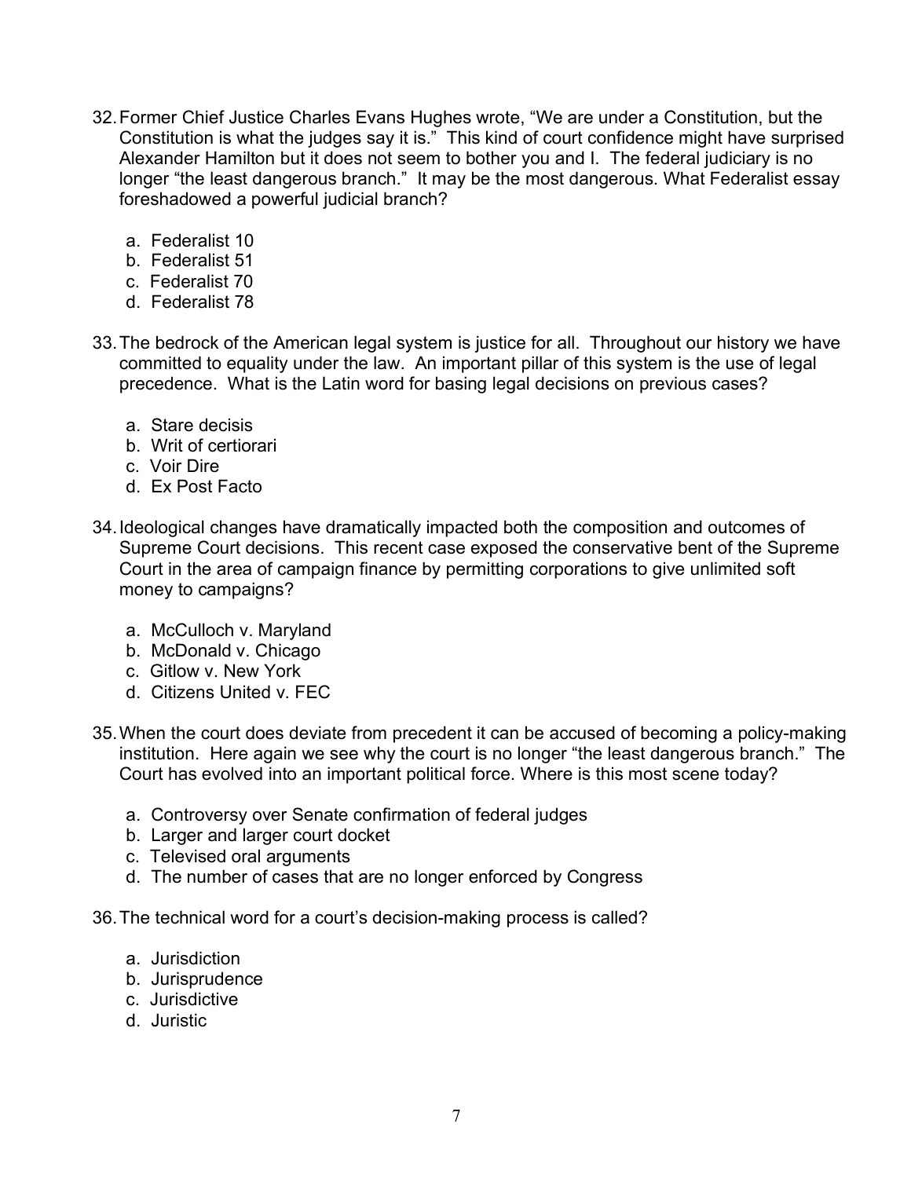32. Former Chief Justice Charles Evans Hughes wrote, "We are under a Constitution, but the Constitution is what the judges say it is." This kind of court confidence might have surprised Alexander Hamilton but it does not seem to bother you and I. The federal judiciary is no longer "the least dangerous branch." It may be the most dangerous. What Federalist essay foreshadowed a powerful judicial branch?

    a. Federalist 10
    b. Federalist 51
    c. Federalist 70
    d. Federalist 78

33. The bedrock of the American legal system is justice for all. Throughout our history we have committed to equality under the law. An important pillar of this system is the use of legal precedence. What is the Latin word for basing legal decisions on previous cases?

    a. Stare decisis
    b. Writ of certiorari
    c. Voir Dire
    d. Ex Post Facto

34. Ideological changes have dramatically impacted both the composition and outcomes of Supreme Court decisions. This recent case exposed the conservative bent of the Supreme Court in the area of campaign finance by permitting corporations to give unlimited soft money to campaigns?

    a. McCulloch v. Maryland
    b. McDonald v. Chicago
    c. Gitlow v. New York
    d. Citizens United v. FEC

35. When the court does deviate from precedent it can be accused of becoming a policy-making institution. Here again we see why the court is no longer "the least dangerous branch." The Court has evolved into an important political force. Where is this most scene today?

    a. Controversy over Senate confirmation of federal judges
    b. Larger and larger court docket
    c. Televised oral arguments
    d. The number of cases that are no longer enforced by Congress

36. The technical word for a court's decision-making process is called?

    a. Jurisdiction
    b. Jurisprudence
    c. Jurisdictive
    d. Juristic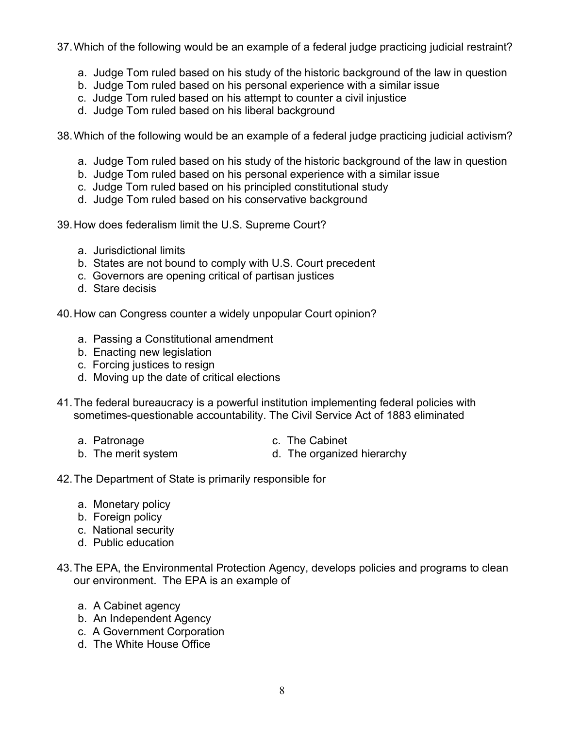37. Which of the following would be an example of a federal judge practicing judicial restraint?

   a. Judge Tom ruled based on his study of the historic background of the law in question
   b. Judge Tom ruled based on his personal experience with a similar issue
   c. Judge Tom ruled based on his attempt to counter a civil injustice
   d. Judge Tom ruled based on his liberal background

38. Which of the following would be an example of a federal judge practicing judicial activism?

   a. Judge Tom ruled based on his study of the historic background of the law in question
   b. Judge Tom ruled based on his personal experience with a similar issue
   c. Judge Tom ruled based on his principled constitutional study
   d. Judge Tom ruled based on his conservative background

39. How does federalism limit the U.S. Supreme Court?

   a. Jurisdictional limits
   b. States are not bound to comply with U.S. Court precedent
   c. Governors are opening critical of partisan justices
   d. Stare decisis

40. How can Congress counter a widely unpopular Court opinion?

   a. Passing a Constitutional amendment
   b. Enacting new legislation
   c. Forcing justices to resign
   d. Moving up the date of critical elections

41. The federal bureaucracy is a powerful institution implementing federal policies with sometimes-questionable accountability. The Civil Service Act of 1883 eliminated

   a. Patronage
   b. The merit system
   c. The Cabinet
   d. The organized hierarchy

42. The Department of State is primarily responsible for

   a. Monetary policy
   b. Foreign policy
   c. National security
   d. Public education

43. The EPA, the Environmental Protection Agency, develops policies and programs to clean our environment. The EPA is an example of

   a. A Cabinet agency
   b. An Independent Agency
   c. A Government Corporation
   d. The White House Office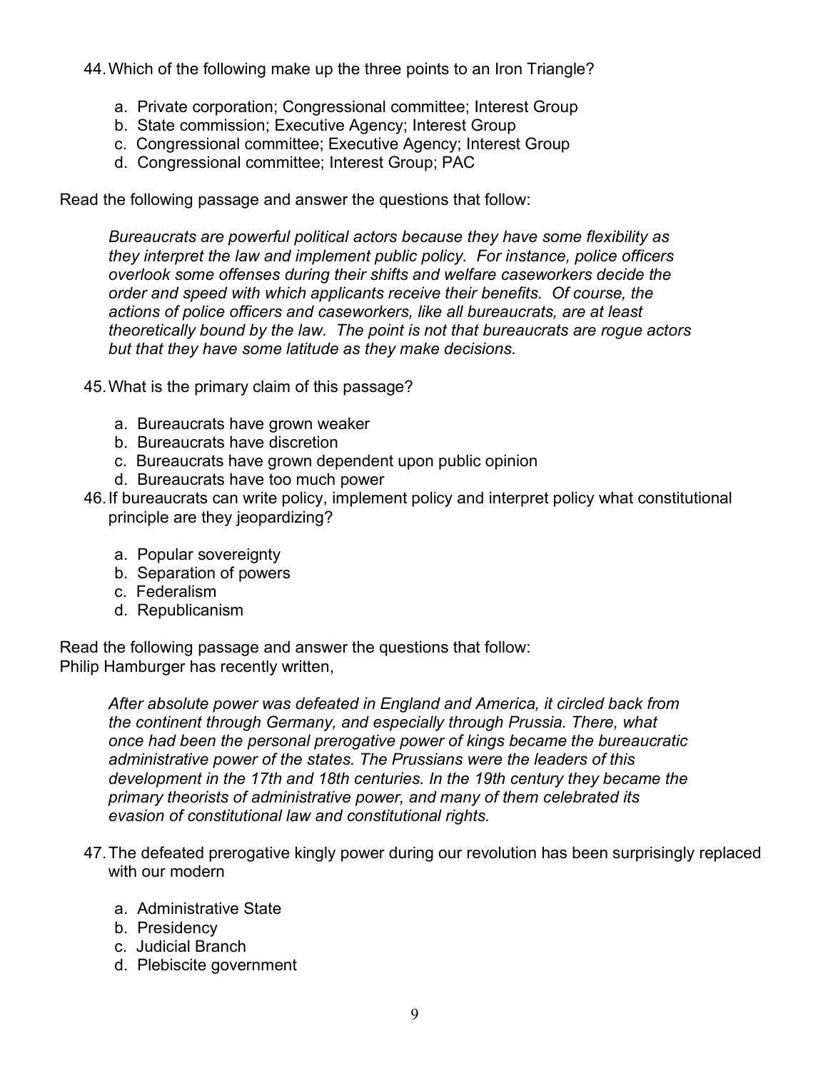44. Which of the following make up the three points to an Iron Triangle?

    a. Private corporation; Congressional committee; Interest Group
    b. State commission; Executive Agency; Interest Group
    c. Congressional committee; Executive Agency; Interest Group
    d. Congressional committee; Interest Group; PAC

Read the following passage and answer the questions that follow:

> *Bureaucrats are powerful political actors because they have some flexibility as they interpret the law and implement public policy. For instance, police officers overlook some offenses during their shifts and welfare caseworkers decide the order and speed with which applicants receive their benefits. Of course, the actions of police officers and caseworkers, like all bureaucrats, are at least theoretically bound by the law. The point is not that bureaucrats are rogue actors but that they have some latitude as they make decisions.*

45. What is the primary claim of this passage?

    a. Bureaucrats have grown weaker
    b. Bureaucrats have discretion
    c. Bureaucrats have grown dependent upon public opinion
    d. Bureaucrats have too much power

46. If bureaucrats can write policy, implement policy and interpret policy what constitutional principle are they jeopardizing?

    a. Popular sovereignty
    b. Separation of powers
    c. Federalism
    d. Republicanism

Read the following passage and answer the questions that follow:
Philip Hamburger has recently written,

> *After absolute power was defeated in England and America, it circled back from the continent through Germany, and especially through Prussia. There, what once had been the personal prerogative power of kings became the bureaucratic administrative power of the states. The Prussians were the leaders of this development in the 17th and 18th centuries. In the 19th century they became the primary theorists of administrative power, and many of them celebrated its evasion of constitutional law and constitutional rights.*

47. The defeated prerogative kingly power during our revolution has been surprisingly replaced with our modern

    a. Administrative State
    b. Presidency
    c. Judicial Branch
    d. Plebiscite government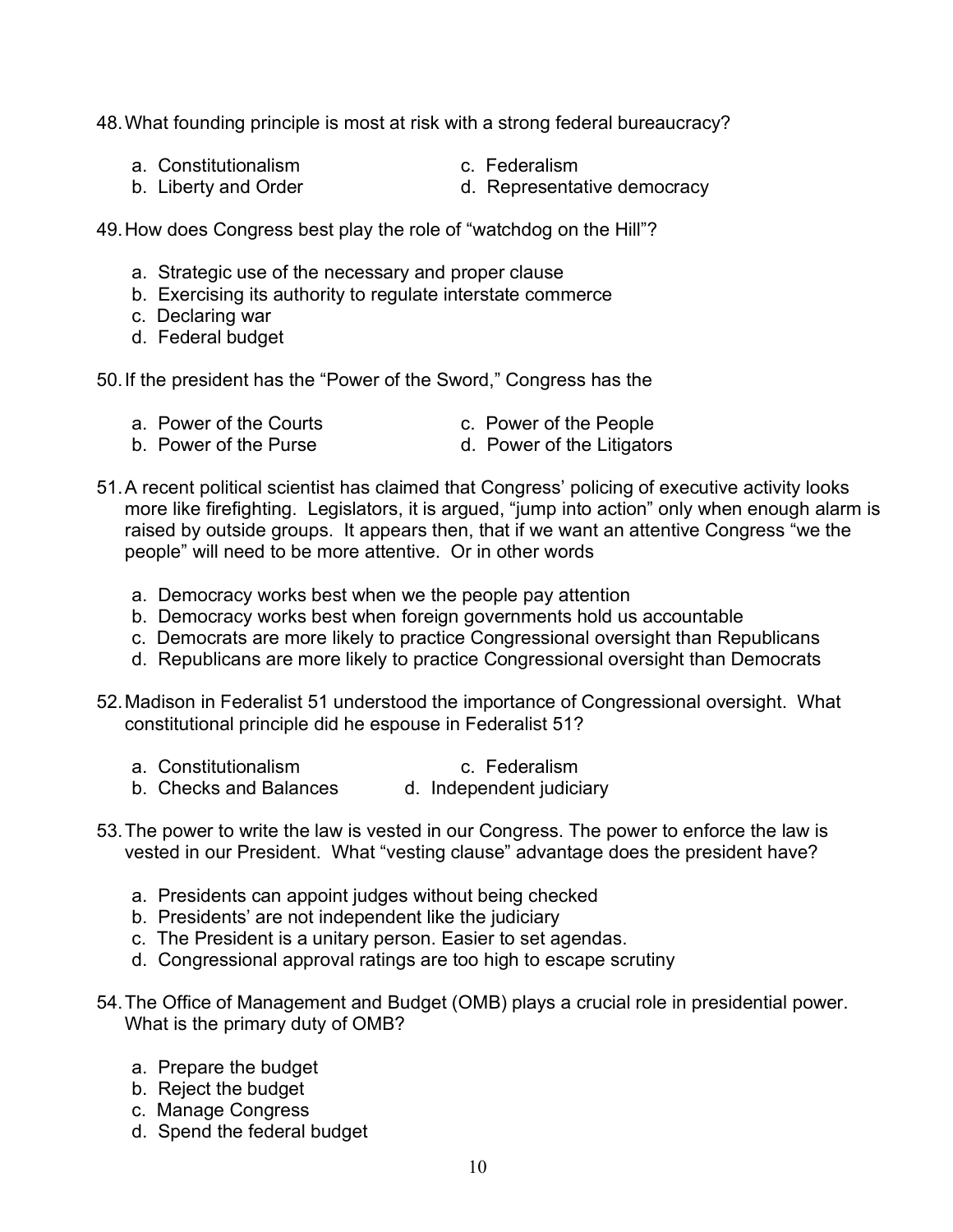48. What founding principle is most at risk with a strong federal bureaucracy?

    a. Constitutionalism
    b. Liberty and Order
    c. Federalism
    d. Representative democracy

49. How does Congress best play the role of "watchdog on the Hill"?

    a. Strategic use of the necessary and proper clause
    b. Exercising its authority to regulate interstate commerce
    c. Declaring war
    d. Federal budget

50. If the president has the "Power of the Sword," Congress has the

    a. Power of the Courts
    b. Power of the Purse
    c. Power of the People
    d. Power of the Litigators

51. A recent political scientist has claimed that Congress' policing of executive activity looks more like firefighting. Legislators, it is argued, "jump into action" only when enough alarm is raised by outside groups. It appears then, that if we want an attentive Congress "we the people" will need to be more attentive. Or in other words

    a. Democracy works best when we the people pay attention
    b. Democracy works best when foreign governments hold us accountable
    c. Democrats are more likely to practice Congressional oversight than Republicans
    d. Republicans are more likely to practice Congressional oversight than Democrats

52. Madison in Federalist 51 understood the importance of Congressional oversight. What constitutional principle did he espouse in Federalist 51?

    a. Constitutionalism
    b. Checks and Balances
    c. Federalism
    d. Independent judiciary

53. The power to write the law is vested in our Congress. The power to enforce the law is vested in our President. What "vesting clause" advantage does the president have?

    a. Presidents can appoint judges without being checked
    b. Presidents' are not independent like the judiciary
    c. The President is a unitary person. Easier to set agendas.
    d. Congressional approval ratings are too high to escape scrutiny

54. The Office of Management and Budget (OMB) plays a crucial role in presidential power. What is the primary duty of OMB?

    a. Prepare the budget
    b. Reject the budget
    c. Manage Congress
    d. Spend the federal budget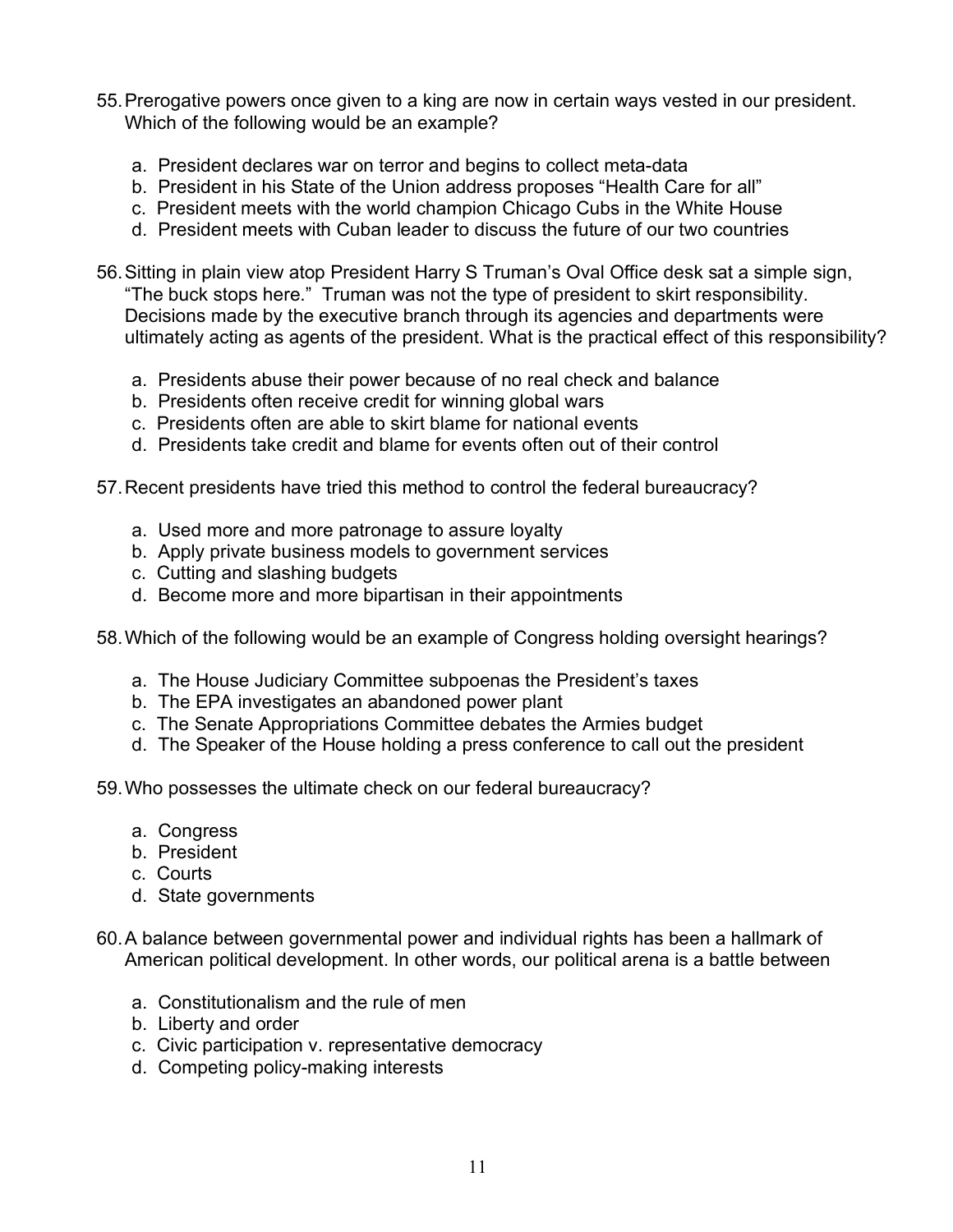55. Prerogative powers once given to a king are now in certain ways vested in our president. Which of the following would be an example?

    a. President declares war on terror and begins to collect meta-data
    b. President in his State of the Union address proposes “Health Care for all”
    c. President meets with the world champion Chicago Cubs in the White House
    d. President meets with Cuban leader to discuss the future of our two countries

56. Sitting in plain view atop President Harry S Truman’s Oval Office desk sat a simple sign, “The buck stops here.” Truman was not the type of president to skirt responsibility. Decisions made by the executive branch through its agencies and departments were ultimately acting as agents of the president. What is the practical effect of this responsibility?

    a. Presidents abuse their power because of no real check and balance
    b. Presidents often receive credit for winning global wars
    c. Presidents often are able to skirt blame for national events
    d. Presidents take credit and blame for events often out of their control

57. Recent presidents have tried this method to control the federal bureaucracy?

    a. Used more and more patronage to assure loyalty
    b. Apply private business models to government services
    c. Cutting and slashing budgets
    d. Become more and more bipartisan in their appointments

58. Which of the following would be an example of Congress holding oversight hearings?

    a. The House Judiciary Committee subpoenas the President’s taxes
    b. The EPA investigates an abandoned power plant
    c. The Senate Appropriations Committee debates the Armies budget
    d. The Speaker of the House holding a press conference to call out the president

59. Who possesses the ultimate check on our federal bureaucracy?

    a. Congress
    b. President
    c. Courts
    d. State governments

60. A balance between governmental power and individual rights has been a hallmark of American political development. In other words, our political arena is a battle between

    a. Constitutionalism and the rule of men
    b. Liberty and order
    c. Civic participation v. representative democracy
    d. Competing policy-making interests